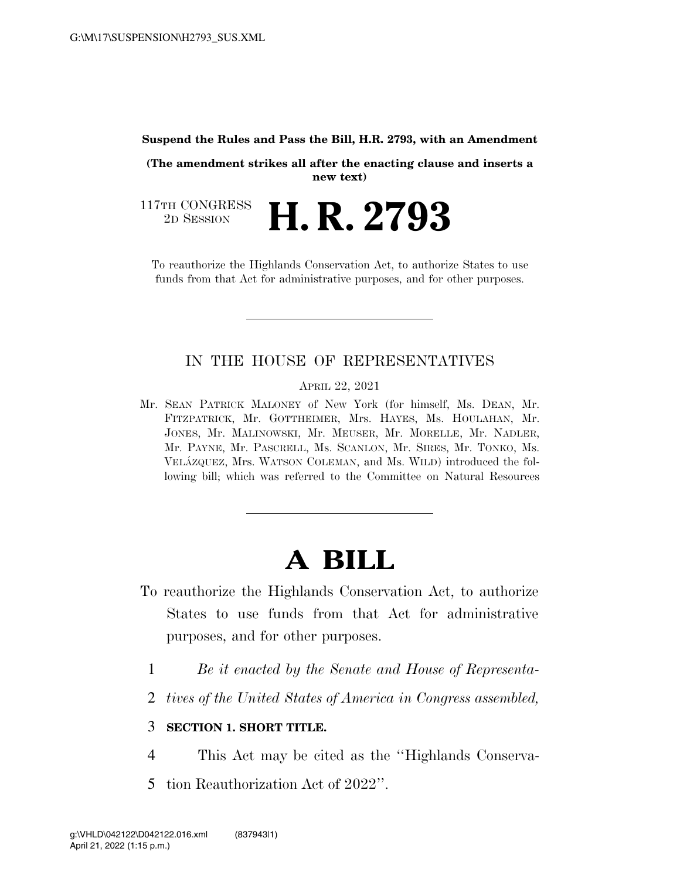**Suspend the Rules and Pass the Bill, H.R. 2793, with an Amendment**

**(The amendment strikes all after the enacting clause and inserts a new text)**

117TH CONGRESS
2D SESSION

# H. R. 2793

To reauthorize the Highlands Conservation Act, to authorize States to use funds from that Act for administrative purposes, and for other purposes.

---

IN THE HOUSE OF REPRESENTATIVES

APRIL 22, 2021

Mr. SEAN PATRICK MALONEY of New York (for himself, Ms. DEAN, Mr. FITZPATRICK, Mr. GOTTHEIMER, Mrs. HAYES, Ms. HOULAHAN, Mr. JONES, Mr. MALINOWSKI, Mr. MEUSER, Mr. MORELLE, Mr. NADLER, Mr. PAYNE, Mr. PASCRELL, Ms. SCANLON, Mr. SIRES, Mr. TONKO, Ms. VELÁZQUEZ, Mrs. WATSON COLEMAN, and Ms. WILD) introduced the following bill; which was referred to the Committee on Natural Resources

---

# A BILL

To reauthorize the Highlands Conservation Act, to authorize States to use funds from that Act for administrative purposes, and for other purposes.

1 *Be it enacted by the Senate and House of Representa-*
2 *tives of the United States of America in Congress assembled,*

3 **SECTION 1. SHORT TITLE.**

4 This Act may be cited as the "Highlands Conserva-
5 tion Reauthorization Act of 2022".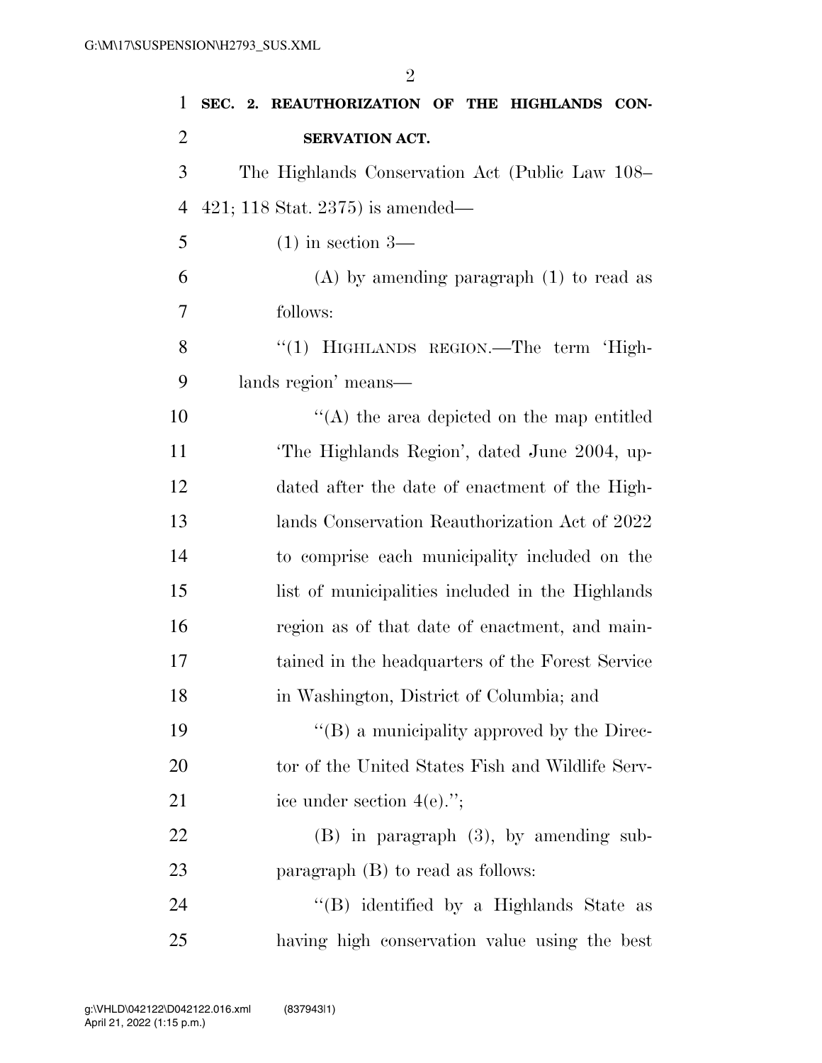**SEC. 2. REAUTHORIZATION OF THE HIGHLANDS CONSERVATION ACT.**

The Highlands Conservation Act (Public Law 108–421; 118 Stat. 2375) is amended—

(1) in section 3—

(A) by amending paragraph (1) to read as follows:

"(1) HIGHLANDS REGION.—The term 'Highlands region' means—

"(A) the area depicted on the map entitled 'The Highlands Region', dated June 2004, updated after the date of enactment of the Highlands Conservation Reauthorization Act of 2022 to comprise each municipality included on the list of municipalities included in the Highlands region as of that date of enactment, and maintained in the headquarters of the Forest Service in Washington, District of Columbia; and

"(B) a municipality approved by the Director of the United States Fish and Wildlife Service under section 4(e).";

(B) in paragraph (3), by amending subparagraph (B) to read as follows:

"(B) identified by a Highlands State as having high conservation value using the best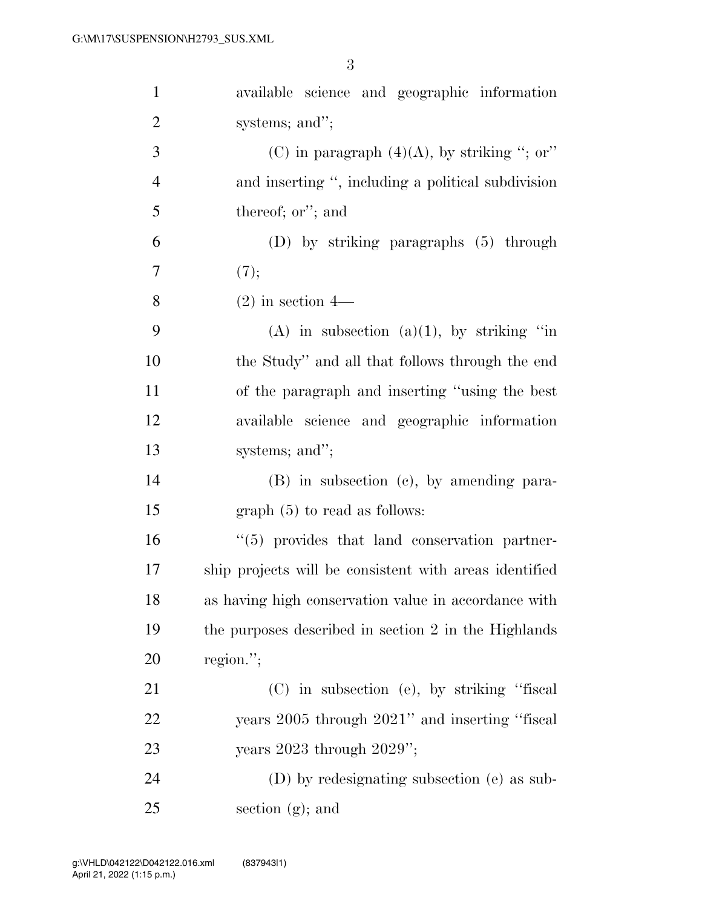available science and geographic information systems; and'';

(C) in paragraph (4)(A), by striking ''; or'' and inserting '', including a political subdivision thereof; or''; and

(D) by striking paragraphs (5) through (7);

(2) in section 4—

(A) in subsection (a)(1), by striking ''in the Study'' and all that follows through the end of the paragraph and inserting ''using the best available science and geographic information systems; and'';

(B) in subsection (c), by amending paragraph (5) to read as follows:

''(5) provides that land conservation partnership projects will be consistent with areas identified as having high conservation value in accordance with the purposes described in section 2 in the Highlands region.'';

(C) in subsection (e), by striking ''fiscal years 2005 through 2021'' and inserting ''fiscal years 2023 through 2029'';

(D) by redesignating subsection (e) as subsection (g); and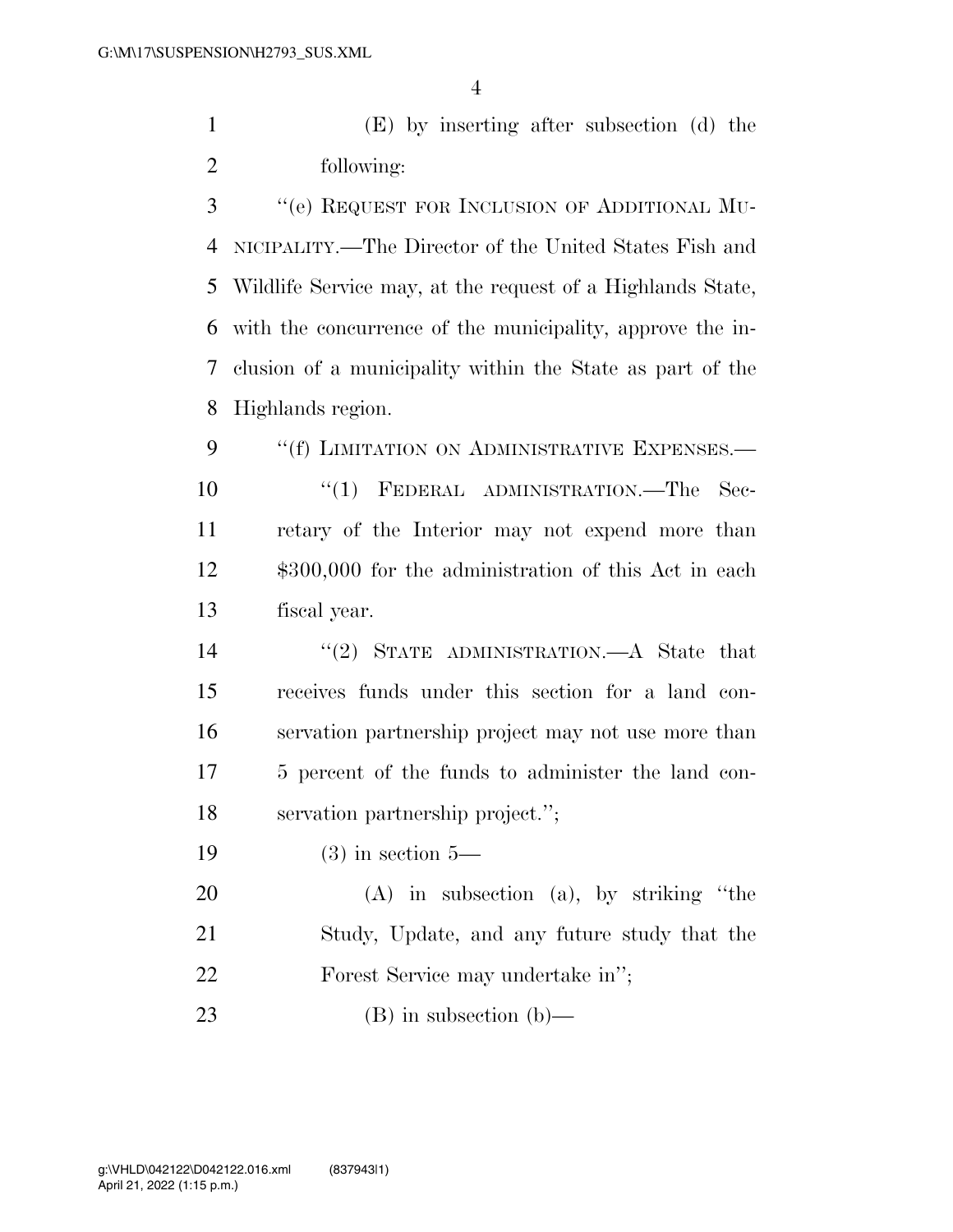(E) by inserting after subsection (d) the following:

''(e) REQUEST FOR INCLUSION OF ADDITIONAL MUNICIPALITY.—The Director of the United States Fish and Wildlife Service may, at the request of a Highlands State, with the concurrence of the municipality, approve the inclusion of a municipality within the State as part of the Highlands region.

''(f) LIMITATION ON ADMINISTRATIVE EXPENSES.—

''(1) FEDERAL ADMINISTRATION.—The Secretary of the Interior may not expend more than $300,000 for the administration of this Act in each fiscal year.

''(2) STATE ADMINISTRATION.—A State that receives funds under this section for a land conservation partnership project may not use more than 5 percent of the funds to administer the land conservation partnership project.'';

(3) in section 5—

(A) in subsection (a), by striking ''the Study, Update, and any future study that the Forest Service may undertake in'';

(B) in subsection (b)—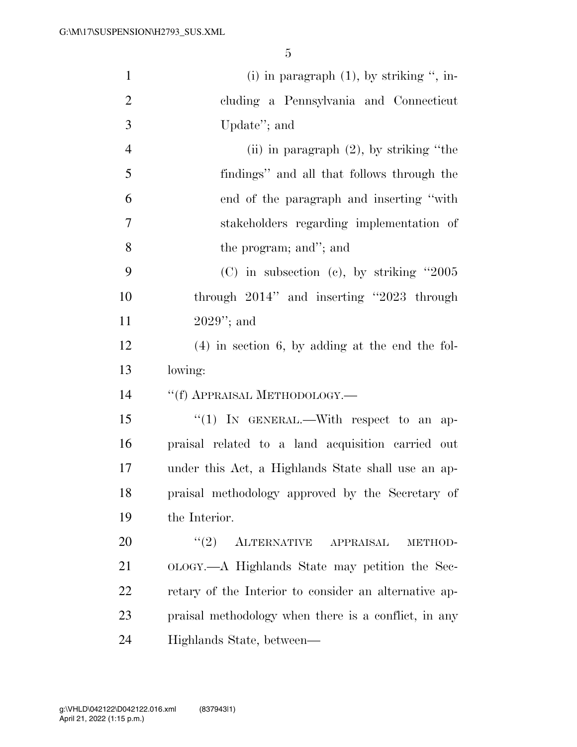(i) in paragraph (1), by striking ", including a Pennsylvania and Connecticut Update"; and

(ii) in paragraph (2), by striking "the findings" and all that follows through the end of the paragraph and inserting "with stakeholders regarding implementation of the program; and"; and

(C) in subsection (c), by striking "2005 through 2014" and inserting "2023 through 2029"; and

(4) in section 6, by adding at the end the following:

"(f) APPRAISAL METHODOLOGY.—

"(1) IN GENERAL.—With respect to an appraisal related to a land acquisition carried out under this Act, a Highlands State shall use an appraisal methodology approved by the Secretary of the Interior.

"(2) ALTERNATIVE APPRAISAL METHODOLOGY.—A Highlands State may petition the Secretary of the Interior to consider an alternative appraisal methodology when there is a conflict, in any Highlands State, between—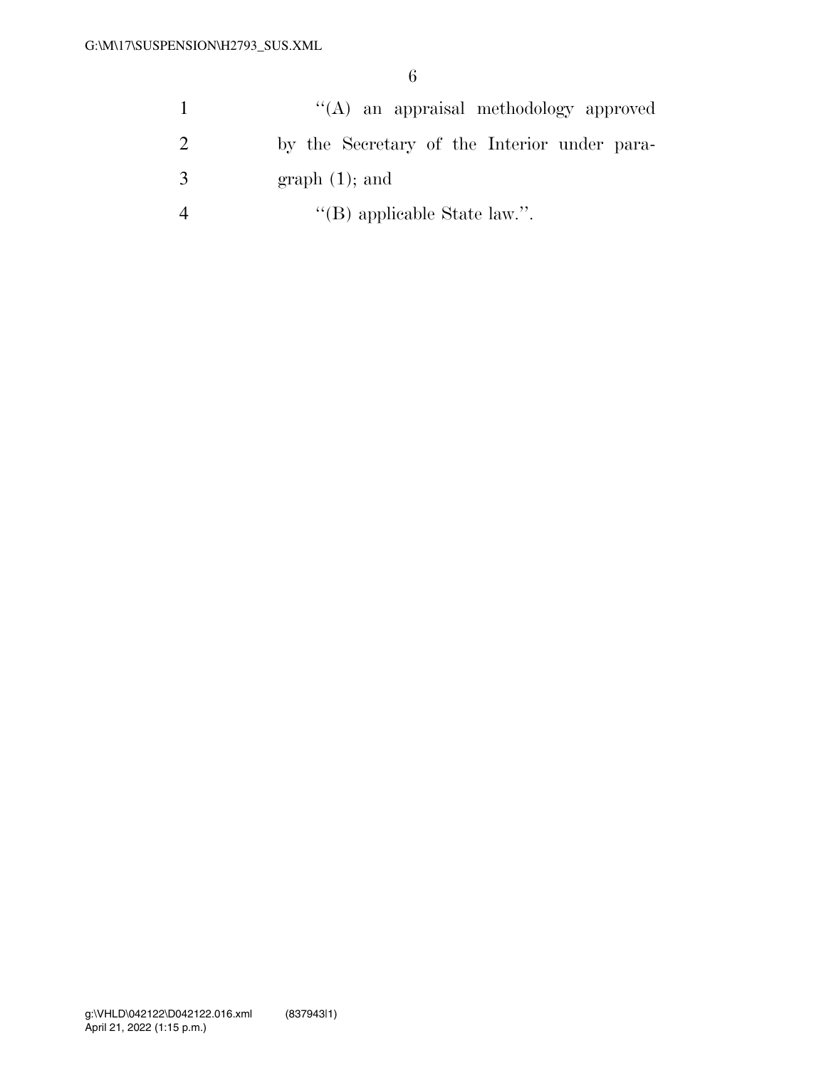''(A) an appraisal methodology approved by the Secretary of the Interior under paragraph (1); and

''(B) applicable State law.''.